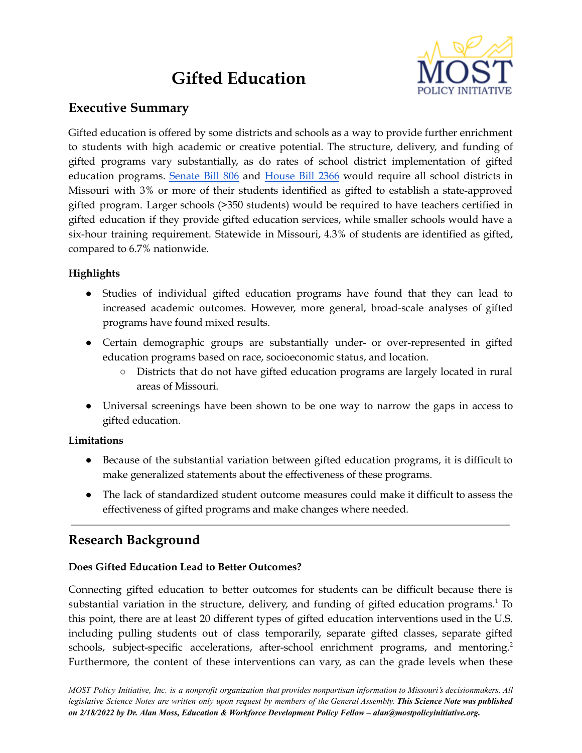# Gifted Education

## Executive Summary

Gifted education is offered by some districts and schools as a way to provide further enrichment to students with high academic or creative potential. The structure, delivery, and funding of gifted programs vary substantially, as do rates of school district implementation of gifted education programs. Senate Bill 806 and House Bill 2366 would require all school districts in Missouri with 3% or more of their students identified as gifted to establish a state-approved gifted program. Larger schools (>350 students) would be required to have teachers certified in gifted education if they provide gifted education services, while smaller schools would have a six-hour training requirement. Statewide in Missouri, 4.3% of students are identified as gifted, compared to 6.7% nationwide.

### Highlights

- Studies of individual gifted education programs have found that they can lead to increased academic outcomes. However, more general, broad-scale analyses of gifted programs have found mixed results.
- Certain demographic groups are substantially under- or over-represented in gifted education programs based on race, socioeconomic status, and location.
  - Districts that do not have gifted education programs are largely located in rural areas of Missouri.
- Universal screenings have been shown to be one way to narrow the gaps in access to gifted education.

### Limitations

- Because of the substantial variation between gifted education programs, it is difficult to make generalized statements about the effectiveness of these programs.
- The lack of standardized student outcome measures could make it difficult to assess the effectiveness of gifted programs and make changes where needed.

---

## Research Background

### Does Gifted Education Lead to Better Outcomes?

Connecting gifted education to better outcomes for students can be difficult because there is substantial variation in the structure, delivery, and funding of gifted education programs.[1] To this point, there are at least 20 different types of gifted education interventions used in the U.S. including pulling students out of class temporarily, separate gifted classes, separate gifted schools, subject-specific accelerations, after-school enrichment programs, and mentoring.[2] Furthermore, the content of these interventions can vary, as can the grade levels when these

*MOST Policy Initiative, Inc. is a nonprofit organization that provides nonpartisan information to Missouri's decisionmakers. All legislative Science Notes are written only upon request by members of the General Assembly.* ***This Science Note was published on 2/18/2022 by Dr. Alan Moss, Education & Workforce Development Policy Fellow – alan@mostpolicyinitiative.org.***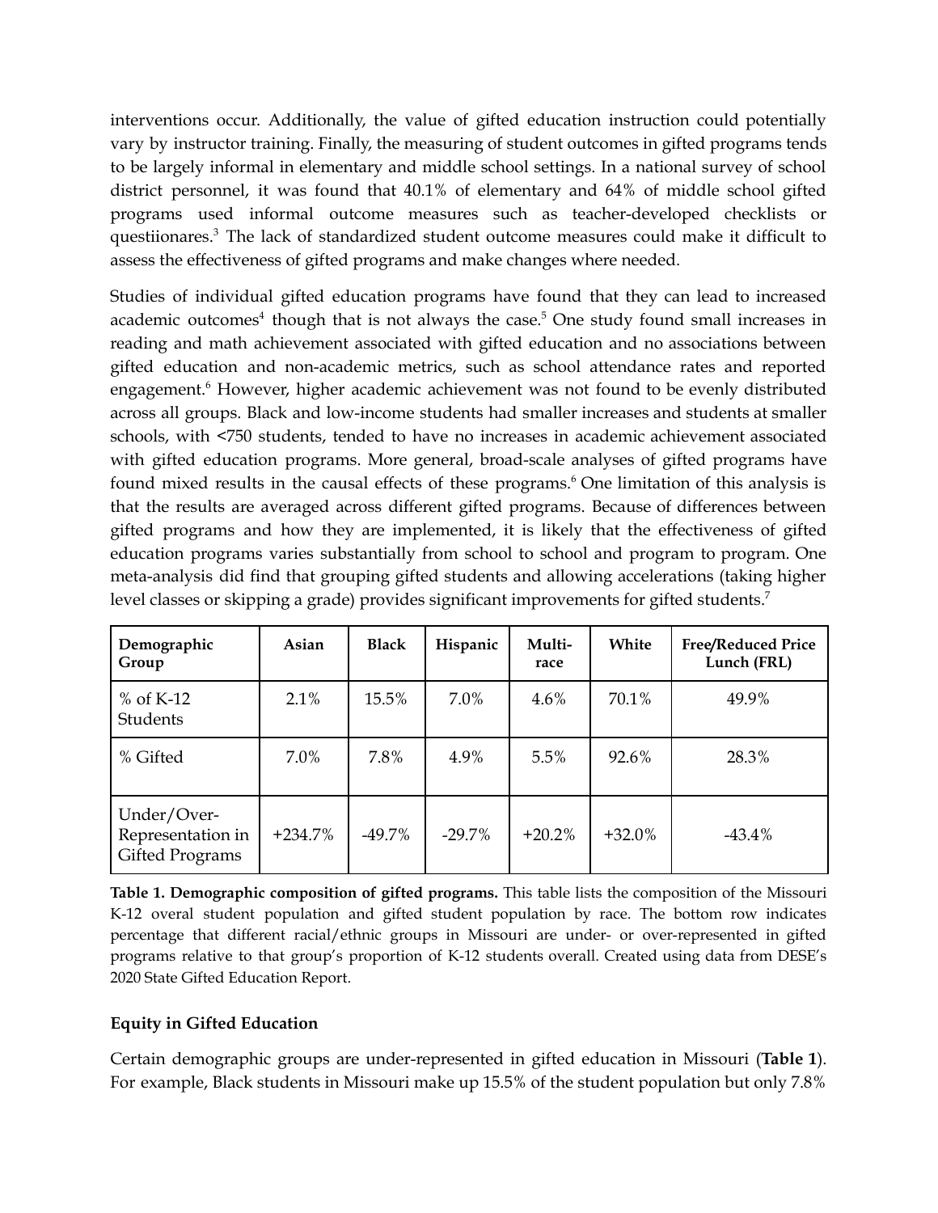interventions occur. Additionally, the value of gifted education instruction could potentially vary by instructor training. Finally, the measuring of student outcomes in gifted programs tends to be largely informal in elementary and middle school settings. In a national survey of school district personnel, it was found that 40.1% of elementary and 64% of middle school gifted programs used informal outcome measures such as teacher-developed checklists or questiionares.[3] The lack of standardized student outcome measures could make it difficult to assess the effectiveness of gifted programs and make changes where needed.

Studies of individual gifted education programs have found that they can lead to increased academic outcomes[4] though that is not always the case.[5] One study found small increases in reading and math achievement associated with gifted education and no associations between gifted education and non-academic metrics, such as school attendance rates and reported engagement.[6] However, higher academic achievement was not found to be evenly distributed across all groups. Black and low-income students had smaller increases and students at smaller schools, with <750 students, tended to have no increases in academic achievement associated with gifted education programs. More general, broad-scale analyses of gifted programs have found mixed results in the causal effects of these programs.[6] One limitation of this analysis is that the results are averaged across different gifted programs. Because of differences between gifted programs and how they are implemented, it is likely that the effectiveness of gifted education programs varies substantially from school to school and program to program. One meta-analysis did find that grouping gifted students and allowing accelerations (taking higher level classes or skipping a grade) provides significant improvements for gifted students.[7]

| Demographic Group | Asian | Black | Hispanic | Multi-race | White | Free/Reduced Price Lunch (FRL) |
|---|---|---|---|---|---|---|
| % of K-12 Students | 2.1% | 15.5% | 7.0% | 4.6% | 70.1% | 49.9% |
| % Gifted | 7.0% | 7.8% | 4.9% | 5.5% | 92.6% | 28.3% |
| Under/Over-Representation in Gifted Programs | +234.7% | -49.7% | -29.7% | +20.2% | +32.0% | -43.4% |

**Table 1. Demographic composition of gifted programs.** This table lists the composition of the Missouri K-12 overal student population and gifted student population by race. The bottom row indicates percentage that different racial/ethnic groups in Missouri are under- or over-represented in gifted programs relative to that group's proportion of K-12 students overall. Created using data from DESE's 2020 State Gifted Education Report.

**Equity in Gifted Education**

Certain demographic groups are under-represented in gifted education in Missouri (**Table 1**). For example, Black students in Missouri make up 15.5% of the student population but only 7.8%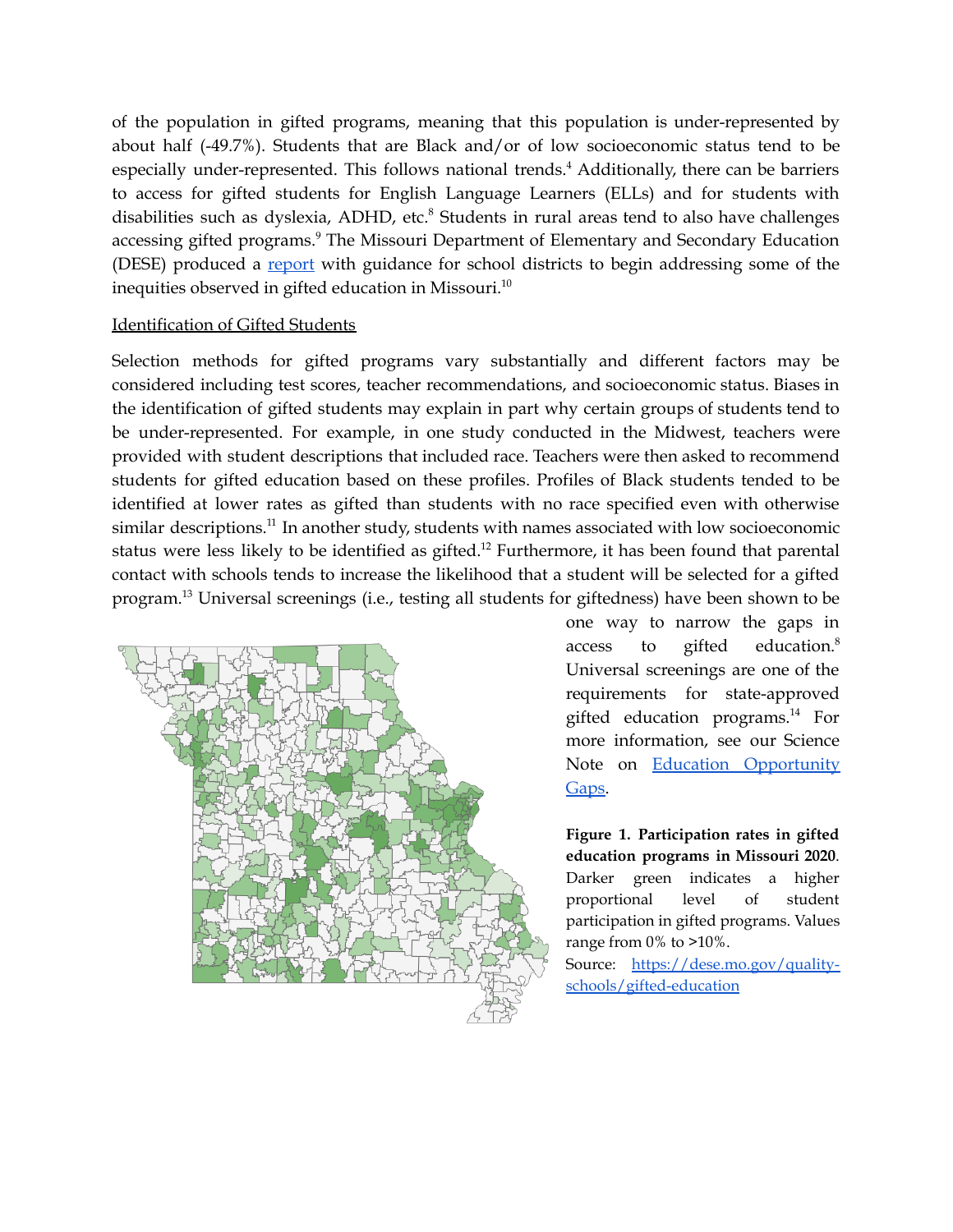of the population in gifted programs, meaning that this population is under-represented by about half (-49.7%). Students that are Black and/or of low socioeconomic status tend to be especially under-represented. This follows national trends.[4] Additionally, there can be barriers to access for gifted students for English Language Learners (ELLs) and for students with disabilities such as dyslexia, ADHD, etc.[8] Students in rural areas tend to also have challenges accessing gifted programs.[9] The Missouri Department of Elementary and Secondary Education (DESE) produced a report with guidance for school districts to begin addressing some of the inequities observed in gifted education in Missouri.[10]

Identification of Gifted Students

Selection methods for gifted programs vary substantially and different factors may be considered including test scores, teacher recommendations, and socioeconomic status. Biases in the identification of gifted students may explain in part why certain groups of students tend to be under-represented. For example, in one study conducted in the Midwest, teachers were provided with student descriptions that included race. Teachers were then asked to recommend students for gifted education based on these profiles. Profiles of Black students tended to be identified at lower rates as gifted than students with no race specified even with otherwise similar descriptions.[11] In another study, students with names associated with low socioeconomic status were less likely to be identified as gifted.[12] Furthermore, it has been found that parental contact with schools tends to increase the likelihood that a student will be selected for a gifted program.[13] Universal screenings (i.e., testing all students for giftedness) have been shown to be one way to narrow the gaps in access to gifted education.[8] Universal screenings are one of the requirements for state-approved gifted education programs.[14] For more information, see our Science Note on Education Opportunity Gaps.

**Figure 1. Participation rates in gifted education programs in Missouri 2020**. Darker green indicates a higher proportional level of student participation in gifted programs. Values range from 0% to >10%.

Source: https://dese.mo.gov/quality-schools/gifted-education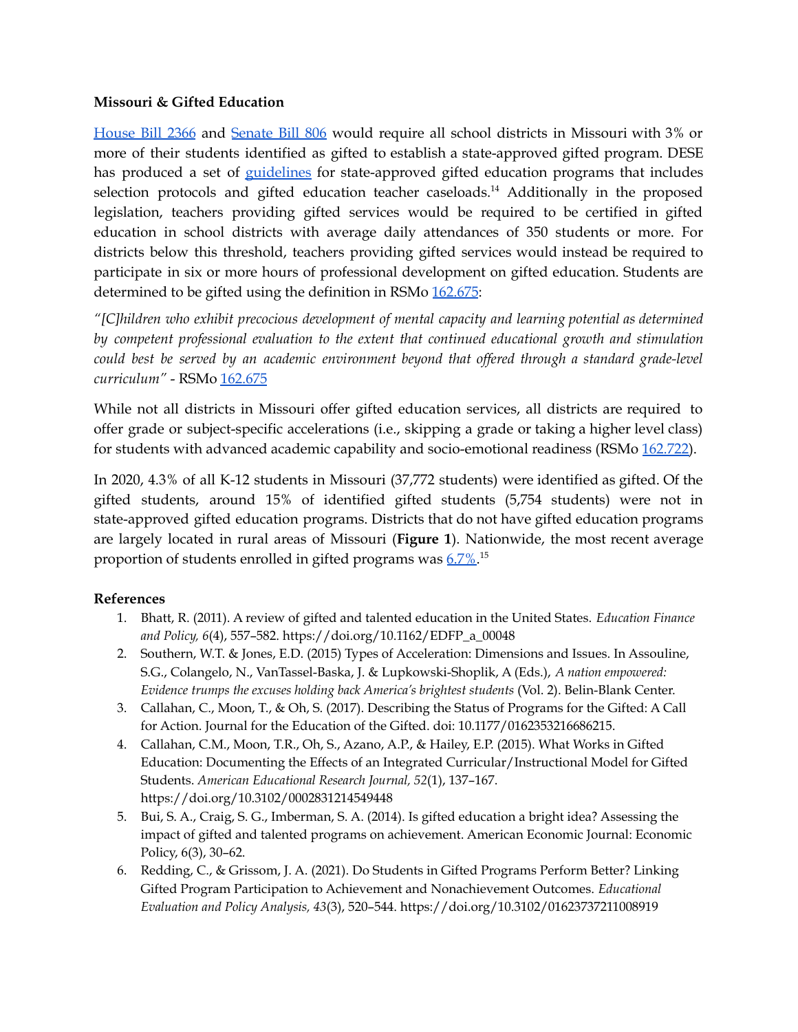**Missouri & Gifted Education**

House Bill 2366 and Senate Bill 806 would require all school districts in Missouri with 3% or more of their students identified as gifted to establish a state-approved gifted program. DESE has produced a set of guidelines for state-approved gifted education programs that includes selection protocols and gifted education teacher caseloads.[14] Additionally in the proposed legislation, teachers providing gifted services would be required to be certified in gifted education in school districts with average daily attendances of 350 students or more. For districts below this threshold, teachers providing gifted services would instead be required to participate in six or more hours of professional development on gifted education. Students are determined to be gifted using the definition in RSMo 162.675:

*"[C]hildren who exhibit precocious development of mental capacity and learning potential as determined by competent professional evaluation to the extent that continued educational growth and stimulation could best be served by an academic environment beyond that offered through a standard grade-level curriculum"* - RSMo 162.675

While not all districts in Missouri offer gifted education services, all districts are required to offer grade or subject-specific accelerations (i.e., skipping a grade or taking a higher level class) for students with advanced academic capability and socio-emotional readiness (RSMo 162.722).

In 2020, 4.3% of all K-12 students in Missouri (37,772 students) were identified as gifted. Of the gifted students, around 15% of identified gifted students (5,754 students) were not in state-approved gifted education programs. Districts that do not have gifted education programs are largely located in rural areas of Missouri (**Figure 1**). Nationwide, the most recent average proportion of students enrolled in gifted programs was 6.7%.[15]

**References**

1. Bhatt, R. (2011). A review of gifted and talented education in the United States. *Education Finance and Policy, 6*(4), 557–582. https://doi.org/10.1162/EDFP_a_00048
2. Southern, W.T. & Jones, E.D. (2015) Types of Acceleration: Dimensions and Issues. In Assouline, S.G., Colangelo, N., VanTassel-Baska, J. & Lupkowski-Shoplik, A (Eds.), *A nation empowered: Evidence trumps the excuses holding back America's brightest students* (Vol. 2). Belin-Blank Center.
3. Callahan, C., Moon, T., & Oh, S. (2017). Describing the Status of Programs for the Gifted: A Call for Action. Journal for the Education of the Gifted. doi: 10.1177/0162353216686215.
4. Callahan, C.M., Moon, T.R., Oh, S., Azano, A.P., & Hailey, E.P. (2015). What Works in Gifted Education: Documenting the Effects of an Integrated Curricular/Instructional Model for Gifted Students. *American Educational Research Journal, 52*(1), 137–167. https://doi.org/10.3102/0002831214549448
5. Bui, S. A., Craig, S. G., Imberman, S. A. (2014). Is gifted education a bright idea? Assessing the impact of gifted and talented programs on achievement. American Economic Journal: Economic Policy, 6(3), 30–62.
6. Redding, C., & Grissom, J. A. (2021). Do Students in Gifted Programs Perform Better? Linking Gifted Program Participation to Achievement and Nonachievement Outcomes. *Educational Evaluation and Policy Analysis, 43*(3), 520–544. https://doi.org/10.3102/01623737211008919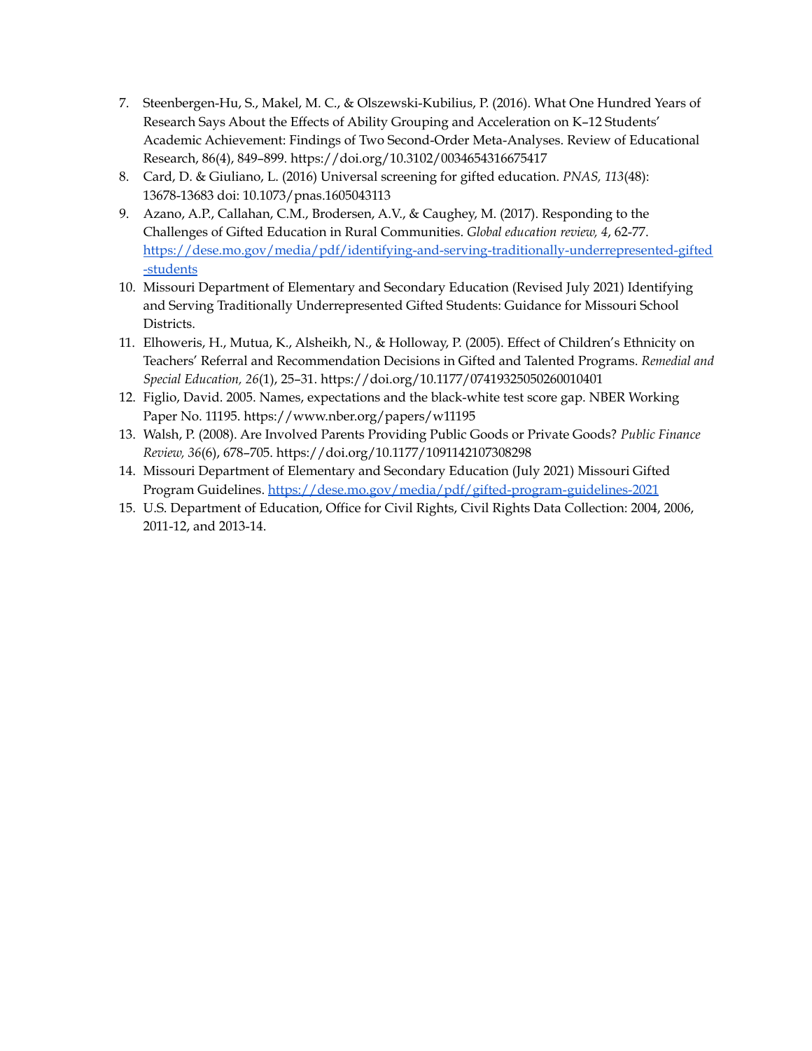7. Steenbergen-Hu, S., Makel, M. C., & Olszewski-Kubilius, P. (2016). What One Hundred Years of Research Says About the Effects of Ability Grouping and Acceleration on K–12 Students' Academic Achievement: Findings of Two Second-Order Meta-Analyses. Review of Educational Research, 86(4), 849–899. https://doi.org/10.3102/0034654316675417
8. Card, D. & Giuliano, L. (2016) Universal screening for gifted education. *PNAS, 113*(48): 13678-13683 doi: 10.1073/pnas.1605043113
9. Azano, A.P., Callahan, C.M., Brodersen, A.V., & Caughey, M. (2017). Responding to the Challenges of Gifted Education in Rural Communities. *Global education review, 4*, 62-77. [https://dese.mo.gov/media/pdf/identifying-and-serving-traditionally-underrepresented-gifted-students](https://dese.mo.gov/media/pdf/identifying-and-serving-traditionally-underrepresented-gifted-students)
10. Missouri Department of Elementary and Secondary Education (Revised July 2021) Identifying and Serving Traditionally Underrepresented Gifted Students: Guidance for Missouri School Districts.
11. Elhoweris, H., Mutua, K., Alsheikh, N., & Holloway, P. (2005). Effect of Children's Ethnicity on Teachers' Referral and Recommendation Decisions in Gifted and Talented Programs. *Remedial and Special Education, 26*(1), 25–31. https://doi.org/10.1177/07419325050260010401
12. Figlio, David. 2005. Names, expectations and the black-white test score gap. NBER Working Paper No. 11195. https://www.nber.org/papers/w11195
13. Walsh, P. (2008). Are Involved Parents Providing Public Goods or Private Goods? *Public Finance Review, 36*(6), 678–705. https://doi.org/10.1177/1091142107308298
14. Missouri Department of Elementary and Secondary Education (July 2021) Missouri Gifted Program Guidelines. [https://dese.mo.gov/media/pdf/gifted-program-guidelines-2021](https://dese.mo.gov/media/pdf/gifted-program-guidelines-2021)
15. U.S. Department of Education, Office for Civil Rights, Civil Rights Data Collection: 2004, 2006, 2011-12, and 2013-14.